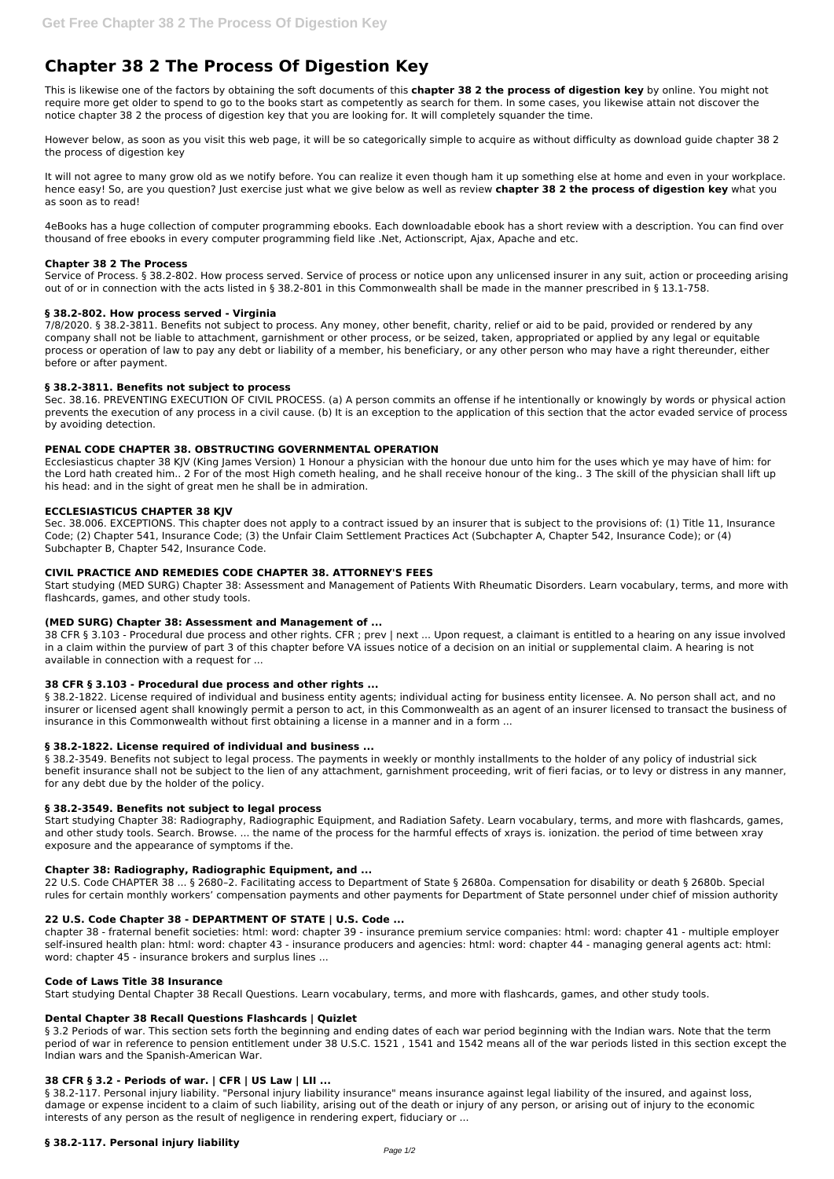# Chapter 38 2 The Process Of Digestion Key

This is likewise one of the factors by obtaining the soft documents of this **chapter 38 2 the process of digestion key** by online. You might not require more get older to spend to go to the books start as competently as search for them. In some cases, you likewise attain not discover the notice chapter 38 2 the process of digestion key that you are looking for. It will completely squander the time.

However below, as soon as you visit this web page, it will be so categorically simple to acquire as without difficulty as download guide chapter 38 2 the process of digestion key

It will not agree to many grow old as we notify before. You can realize it even though ham it up something else at home and even in your workplace. hence easy! So, are you question? Just exercise just what we give below as well as review **chapter 38 2 the process of digestion key** what you as soon as to read!

4eBooks has a huge collection of computer programming ebooks. Each downloadable ebook has a short review with a description. You can find over thousand of free ebooks in every computer programming field like .Net, Actionscript, Ajax, Apache and etc.

### Chapter 38 2 The Process

Service of Process. § 38.2-802. How process served. Service of process or notice upon any unlicensed insurer in any suit, action or proceeding arising out of or in connection with the acts listed in § 38.2-801 in this Commonwealth shall be made in the manner prescribed in § 13.1-758.

### § 38.2-802. How process served - Virginia

7/8/2020. § 38.2-3811. Benefits not subject to process. Any money, other benefit, charity, relief or aid to be paid, provided or rendered by any company shall not be liable to attachment, garnishment or other process, or be seized, taken, appropriated or applied by any legal or equitable process or operation of law to pay any debt or liability of a member, his beneficiary, or any other person who may have a right thereunder, either before or after payment.

### § 38.2-3811. Benefits not subject to process

Sec. 38.16. PREVENTING EXECUTION OF CIVIL PROCESS. (a) A person commits an offense if he intentionally or knowingly by words or physical action prevents the execution of any process in a civil cause. (b) It is an exception to the application of this section that the actor evaded service of process by avoiding detection.

### PENAL CODE CHAPTER 38. OBSTRUCTING GOVERNMENTAL OPERATION

Ecclesiasticus chapter 38 KJV (King James Version) 1 Honour a physician with the honour due unto him for the uses which ye may have of him: for the Lord hath created him.. 2 For of the most High cometh healing, and he shall receive honour of the king.. 3 The skill of the physician shall lift up his head: and in the sight of great men he shall be in admiration.

### ECCLESIASTICUS CHAPTER 38 KJV

Sec. 38.006. EXCEPTIONS. This chapter does not apply to a contract issued by an insurer that is subject to the provisions of: (1) Title 11, Insurance Code; (2) Chapter 541, Insurance Code; (3) the Unfair Claim Settlement Practices Act (Subchapter A, Chapter 542, Insurance Code); or (4) Subchapter B, Chapter 542, Insurance Code.

### CIVIL PRACTICE AND REMEDIES CODE CHAPTER 38. ATTORNEY'S FEES

Start studying (MED SURG) Chapter 38: Assessment and Management of Patients With Rheumatic Disorders. Learn vocabulary, terms, and more with flashcards, games, and other study tools.

### (MED SURG) Chapter 38: Assessment and Management of ...

38 CFR § 3.103 - Procedural due process and other rights. CFR ; prev | next ... Upon request, a claimant is entitled to a hearing on any issue involved in a claim within the purview of part 3 of this chapter before VA issues notice of a decision on an initial or supplemental claim. A hearing is not available in connection with a request for ...

### 38 CFR § 3.103 - Procedural due process and other rights ...

§ 38.2-1822. License required of individual and business entity agents; individual acting for business entity licensee. A. No person shall act, and no insurer or licensed agent shall knowingly permit a person to act, in this Commonwealth as an agent of an insurer licensed to transact the business of insurance in this Commonwealth without first obtaining a license in a manner and in a form ...

### § 38.2-1822. License required of individual and business ...

§ 38.2-3549. Benefits not subject to legal process. The payments in weekly or monthly installments to the holder of any policy of industrial sick benefit insurance shall not be subject to the lien of any attachment, garnishment proceeding, writ of fieri facias, or to levy or distress in any manner, for any debt due by the holder of the policy.

### § 38.2-3549. Benefits not subject to legal process

Start studying Chapter 38: Radiography, Radiographic Equipment, and Radiation Safety. Learn vocabulary, terms, and more with flashcards, games, and other study tools. Search. Browse. ... the name of the process for the harmful effects of xrays is. ionization. the period of time between xray exposure and the appearance of symptoms if the.

### Chapter 38: Radiography, Radiographic Equipment, and ...

22 U.S. Code CHAPTER 38 ... § 2680–2. Facilitating access to Department of State § 2680a. Compensation for disability or death § 2680b. Special rules for certain monthly workers' compensation payments and other payments for Department of State personnel under chief of mission authority

### 22 U.S. Code Chapter 38 - DEPARTMENT OF STATE | U.S. Code ...

chapter 38 - fraternal benefit societies: html: word: chapter 39 - insurance premium service companies: html: word: chapter 41 - multiple employer self-insured health plan: html: word: chapter 43 - insurance producers and agencies: html: word: chapter 44 - managing general agents act: html: word: chapter 45 - insurance brokers and surplus lines ...

### Code of Laws Title 38 Insurance

Start studying Dental Chapter 38 Recall Questions. Learn vocabulary, terms, and more with flashcards, games, and other study tools.

### Dental Chapter 38 Recall Questions Flashcards | Quizlet

§ 3.2 Periods of war. This section sets forth the beginning and ending dates of each war period beginning with the Indian wars. Note that the term period of war in reference to pension entitlement under 38 U.S.C. 1521 , 1541 and 1542 means all of the war periods listed in this section except the Indian wars and the Spanish-American War.

### 38 CFR § 3.2 - Periods of war. | CFR | US Law | LII ...

§ 38.2-117. Personal injury liability. "Personal injury liability insurance" means insurance against legal liability of the insured, and against loss, damage or expense incident to a claim of such liability, arising out of the death or injury of any person, or arising out of injury to the economic interests of any person as the result of negligence in rendering expert, fiduciary or ...

### § 38.2-117. Personal injury liability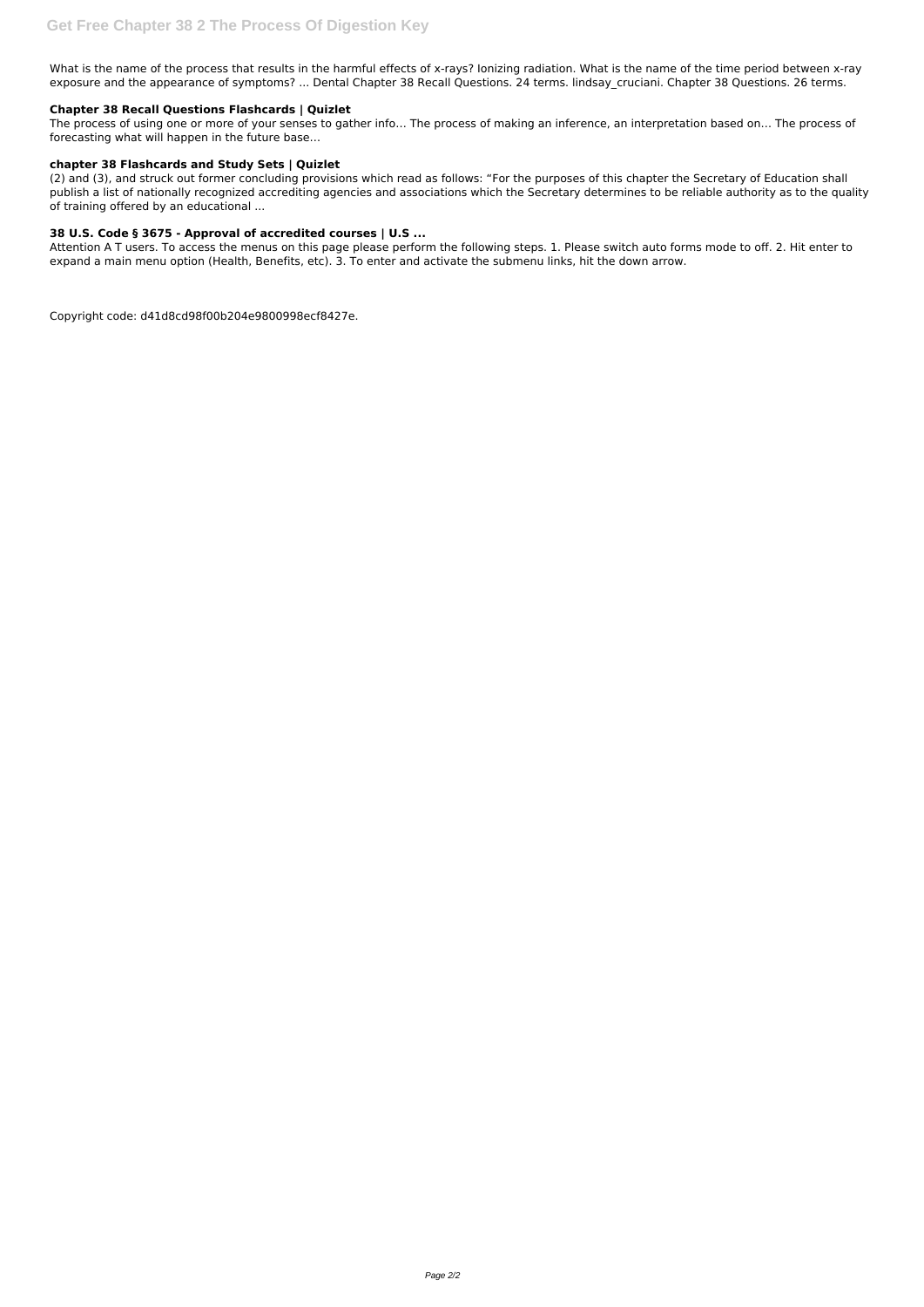What is the name of the process that results in the harmful effects of x-rays? Ionizing radiation. What is the name of the time period between x-ray exposure and the appearance of symptoms? ... Dental Chapter 38 Recall Questions. 24 terms. lindsay_cruciani. Chapter 38 Questions. 26 terms.

### Chapter 38 Recall Questions Flashcards | Quizlet

The process of using one or more of your senses to gather info… The process of making an inference, an interpretation based on… The process of forecasting what will happen in the future base…

### chapter 38 Flashcards and Study Sets | Quizlet

(2) and (3), and struck out former concluding provisions which read as follows: "For the purposes of this chapter the Secretary of Education shall publish a list of nationally recognized accrediting agencies and associations which the Secretary determines to be reliable authority as to the quality of training offered by an educational ...

### 38 U.S. Code § 3675 - Approval of accredited courses | U.S ...

Attention A T users. To access the menus on this page please perform the following steps. 1. Please switch auto forms mode to off. 2. Hit enter to expand a main menu option (Health, Benefits, etc). 3. To enter and activate the submenu links, hit the down arrow.

Copyright code: d41d8cd98f00b204e9800998ecf8427e.